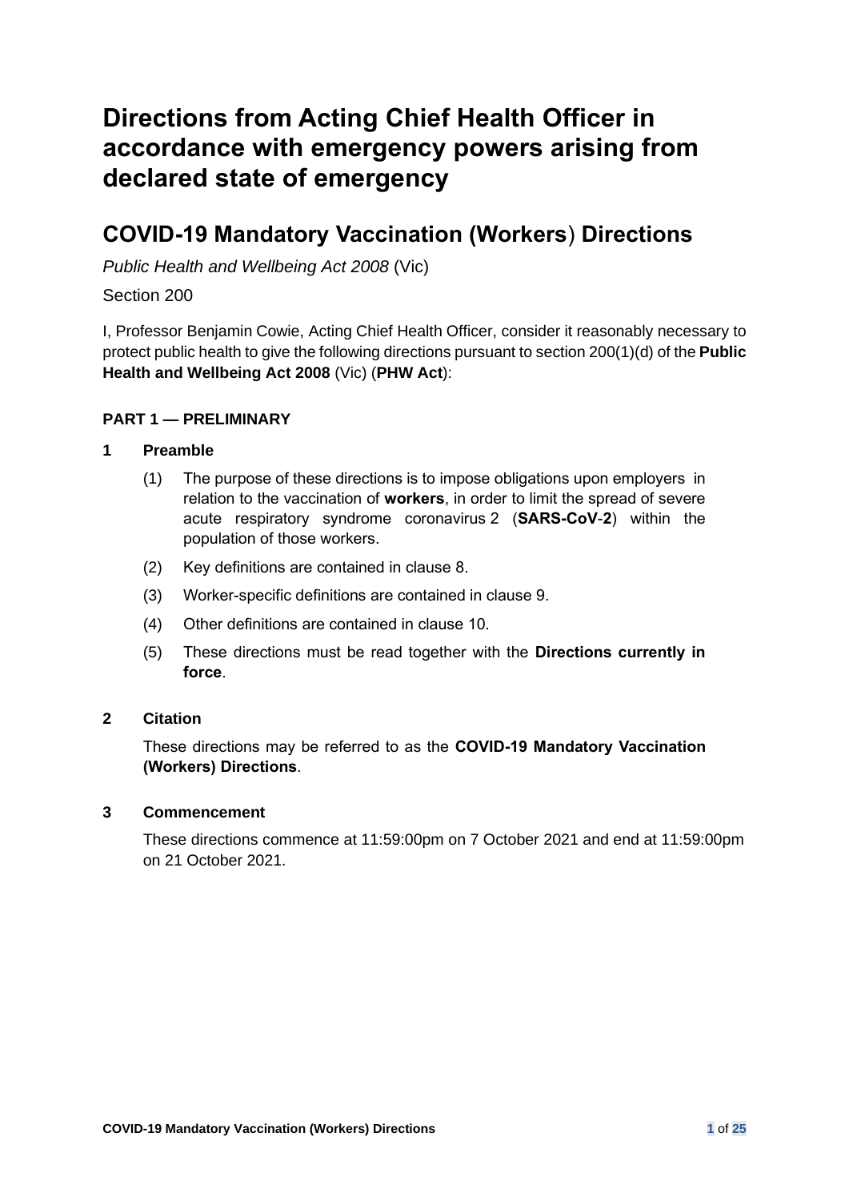# Directions from Acting Chief Health Officer in accordance with emergency powers arising from declared state of emergency

## COVID-19 Mandatory Vaccination (Workers) Directions

*Public Health and Wellbeing Act 2008* (Vic)

Section 200

I, Professor Benjamin Cowie, Acting Chief Health Officer, consider it reasonably necessary to protect public health to give the following directions pursuant to section 200(1)(d) of the **Public Health and Wellbeing Act 2008** (Vic) (**PHW Act**):

### PART 1 — PRELIMINARY

**1 Preamble**

(1) The purpose of these directions is to impose obligations upon employers in relation to the vaccination of **workers**, in order to limit the spread of severe acute respiratory syndrome coronavirus 2 (**SARS-CoV-2**) within the population of those workers.

(2) Key definitions are contained in clause 8.

(3) Worker-specific definitions are contained in clause 9.

(4) Other definitions are contained in clause 10.

(5) These directions must be read together with the **Directions currently in force**.

**2 Citation**

These directions may be referred to as the **COVID-19 Mandatory Vaccination (Workers) Directions**.

**3 Commencement**

These directions commence at 11:59:00pm on 7 October 2021 and end at 11:59:00pm on 21 October 2021.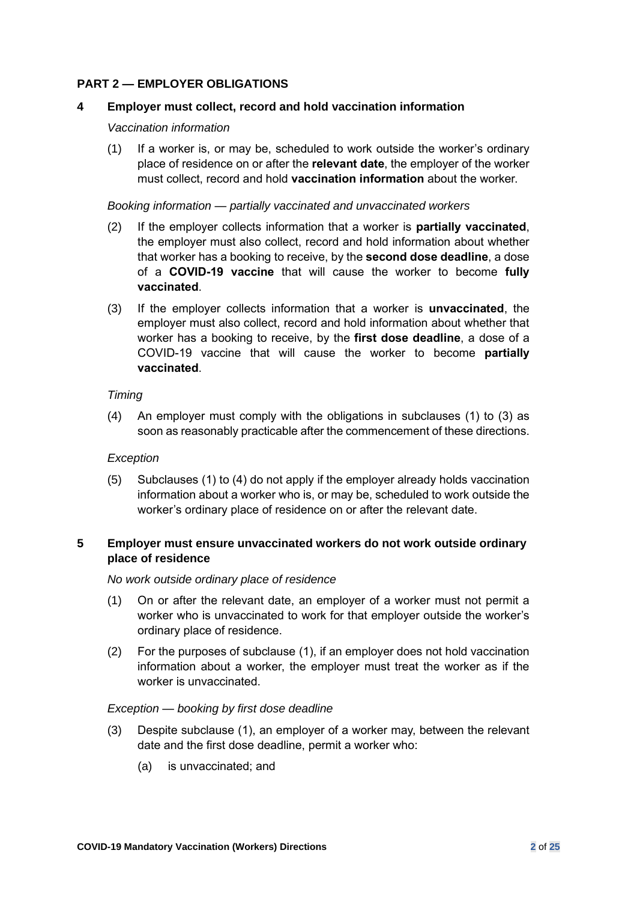## PART 2 — EMPLOYER OBLIGATIONS

### 4 Employer must collect, record and hold vaccination information

*Vaccination information*

(1) If a worker is, or may be, scheduled to work outside the worker's ordinary place of residence on or after the **relevant date**, the employer of the worker must collect, record and hold **vaccination information** about the worker.

*Booking information — partially vaccinated and unvaccinated workers*

(2) If the employer collects information that a worker is **partially vaccinated**, the employer must also collect, record and hold information about whether that worker has a booking to receive, by the **second dose deadline**, a dose of a **COVID-19 vaccine** that will cause the worker to become **fully vaccinated**.

(3) If the employer collects information that a worker is **unvaccinated**, the employer must also collect, record and hold information about whether that worker has a booking to receive, by the **first dose deadline**, a dose of a COVID-19 vaccine that will cause the worker to become **partially vaccinated**.

*Timing*

(4) An employer must comply with the obligations in subclauses (1) to (3) as soon as reasonably practicable after the commencement of these directions.

*Exception*

(5) Subclauses (1) to (4) do not apply if the employer already holds vaccination information about a worker who is, or may be, scheduled to work outside the worker's ordinary place of residence on or after the relevant date.

### 5 Employer must ensure unvaccinated workers do not work outside ordinary place of residence

*No work outside ordinary place of residence*

(1) On or after the relevant date, an employer of a worker must not permit a worker who is unvaccinated to work for that employer outside the worker's ordinary place of residence.

(2) For the purposes of subclause (1), if an employer does not hold vaccination information about a worker, the employer must treat the worker as if the worker is unvaccinated.

*Exception — booking by first dose deadline*

(3) Despite subclause (1), an employer of a worker may, between the relevant date and the first dose deadline, permit a worker who:

   (a) is unvaccinated; and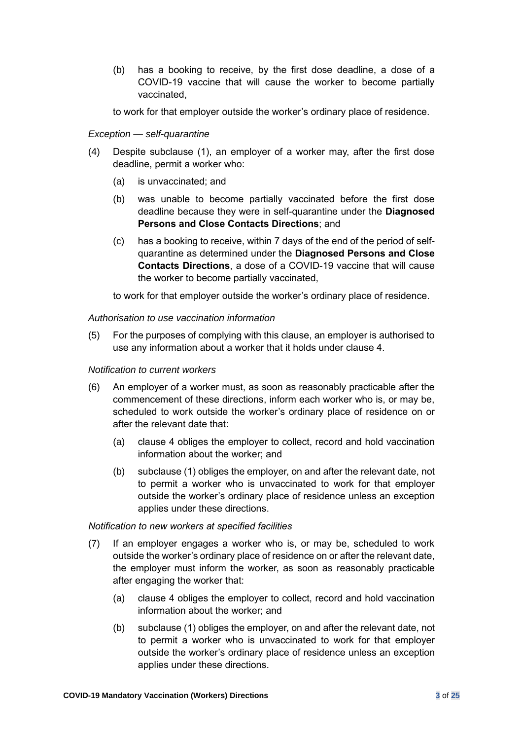(b) has a booking to receive, by the first dose deadline, a dose of a COVID-19 vaccine that will cause the worker to become partially vaccinated,

to work for that employer outside the worker's ordinary place of residence.

*Exception — self-quarantine*

(4) Despite subclause (1), an employer of a worker may, after the first dose deadline, permit a worker who:

(a) is unvaccinated; and

(b) was unable to become partially vaccinated before the first dose deadline because they were in self-quarantine under the **Diagnosed Persons and Close Contacts Directions**; and

(c) has a booking to receive, within 7 days of the end of the period of self-quarantine as determined under the **Diagnosed Persons and Close Contacts Directions**, a dose of a COVID-19 vaccine that will cause the worker to become partially vaccinated,

to work for that employer outside the worker's ordinary place of residence.

*Authorisation to use vaccination information*

(5) For the purposes of complying with this clause, an employer is authorised to use any information about a worker that it holds under clause 4.

*Notification to current workers*

(6) An employer of a worker must, as soon as reasonably practicable after the commencement of these directions, inform each worker who is, or may be, scheduled to work outside the worker's ordinary place of residence on or after the relevant date that:

(a) clause 4 obliges the employer to collect, record and hold vaccination information about the worker; and

(b) subclause (1) obliges the employer, on and after the relevant date, not to permit a worker who is unvaccinated to work for that employer outside the worker's ordinary place of residence unless an exception applies under these directions.

*Notification to new workers at specified facilities*

(7) If an employer engages a worker who is, or may be, scheduled to work outside the worker's ordinary place of residence on or after the relevant date, the employer must inform the worker, as soon as reasonably practicable after engaging the worker that:

(a) clause 4 obliges the employer to collect, record and hold vaccination information about the worker; and

(b) subclause (1) obliges the employer, on and after the relevant date, not to permit a worker who is unvaccinated to work for that employer outside the worker's ordinary place of residence unless an exception applies under these directions.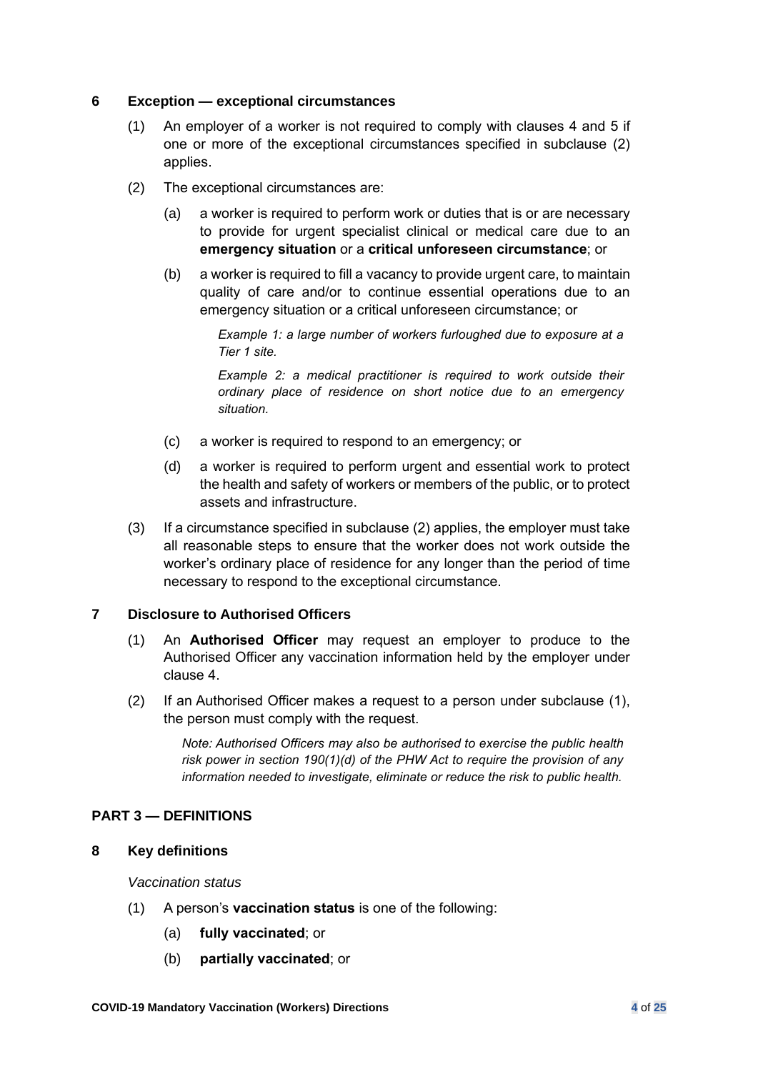### 6 Exception — exceptional circumstances

(1) An employer of a worker is not required to comply with clauses 4 and 5 if one or more of the exceptional circumstances specified in subclause (2) applies.

(2) The exceptional circumstances are:

(a) a worker is required to perform work or duties that is or are necessary to provide for urgent specialist clinical or medical care due to an **emergency situation** or a **critical unforeseen circumstance**; or

(b) a worker is required to fill a vacancy to provide urgent care, to maintain quality of care and/or to continue essential operations due to an emergency situation or a critical unforeseen circumstance; or

*Example 1: a large number of workers furloughed due to exposure at a Tier 1 site.*

*Example 2: a medical practitioner is required to work outside their ordinary place of residence on short notice due to an emergency situation.*

(c) a worker is required to respond to an emergency; or

(d) a worker is required to perform urgent and essential work to protect the health and safety of workers or members of the public, or to protect assets and infrastructure.

(3) If a circumstance specified in subclause (2) applies, the employer must take all reasonable steps to ensure that the worker does not work outside the worker's ordinary place of residence for any longer than the period of time necessary to respond to the exceptional circumstance.

### 7 Disclosure to Authorised Officers

(1) An **Authorised Officer** may request an employer to produce to the Authorised Officer any vaccination information held by the employer under clause 4.

(2) If an Authorised Officer makes a request to a person under subclause (1), the person must comply with the request.

*Note: Authorised Officers may also be authorised to exercise the public health risk power in section 190(1)(d) of the PHW Act to require the provision of any information needed to investigate, eliminate or reduce the risk to public health.*

## PART 3 — DEFINITIONS

### 8 Key definitions

*Vaccination status*

(1) A person's **vaccination status** is one of the following:

(a) **fully vaccinated**; or

(b) **partially vaccinated**; or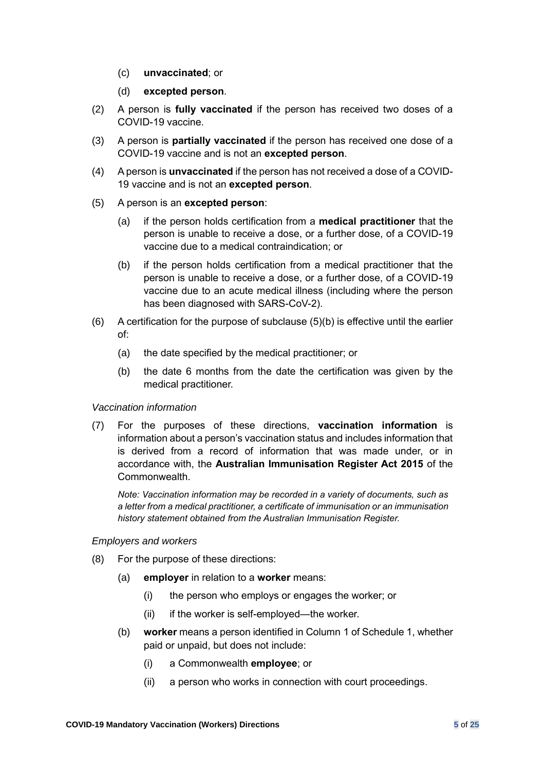(c) **unvaccinated**; or

(d) **excepted person**.

(2) A person is **fully vaccinated** if the person has received two doses of a COVID-19 vaccine.

(3) A person is **partially vaccinated** if the person has received one dose of a COVID-19 vaccine and is not an **excepted person**.

(4) A person is **unvaccinated** if the person has not received a dose of a COVID-19 vaccine and is not an **excepted person**.

(5) A person is an **excepted person**:

(a) if the person holds certification from a **medical practitioner** that the person is unable to receive a dose, or a further dose, of a COVID-19 vaccine due to a medical contraindication; or

(b) if the person holds certification from a medical practitioner that the person is unable to receive a dose, or a further dose, of a COVID-19 vaccine due to an acute medical illness (including where the person has been diagnosed with SARS-CoV-2).

(6) A certification for the purpose of subclause (5)(b) is effective until the earlier of:

(a) the date specified by the medical practitioner; or

(b) the date 6 months from the date the certification was given by the medical practitioner.

*Vaccination information*

(7) For the purposes of these directions, **vaccination information** is information about a person's vaccination status and includes information that is derived from a record of information that was made under, or in accordance with, the **Australian Immunisation Register Act 2015** of the Commonwealth.

*Note: Vaccination information may be recorded in a variety of documents, such as a letter from a medical practitioner, a certificate of immunisation or an immunisation history statement obtained from the Australian Immunisation Register.*

*Employers and workers*

(8) For the purpose of these directions:

(a) **employer** in relation to a **worker** means:

(i) the person who employs or engages the worker; or

(ii) if the worker is self-employed—the worker.

(b) **worker** means a person identified in Column 1 of Schedule 1, whether paid or unpaid, but does not include:

(i) a Commonwealth **employee**; or

(ii) a person who works in connection with court proceedings.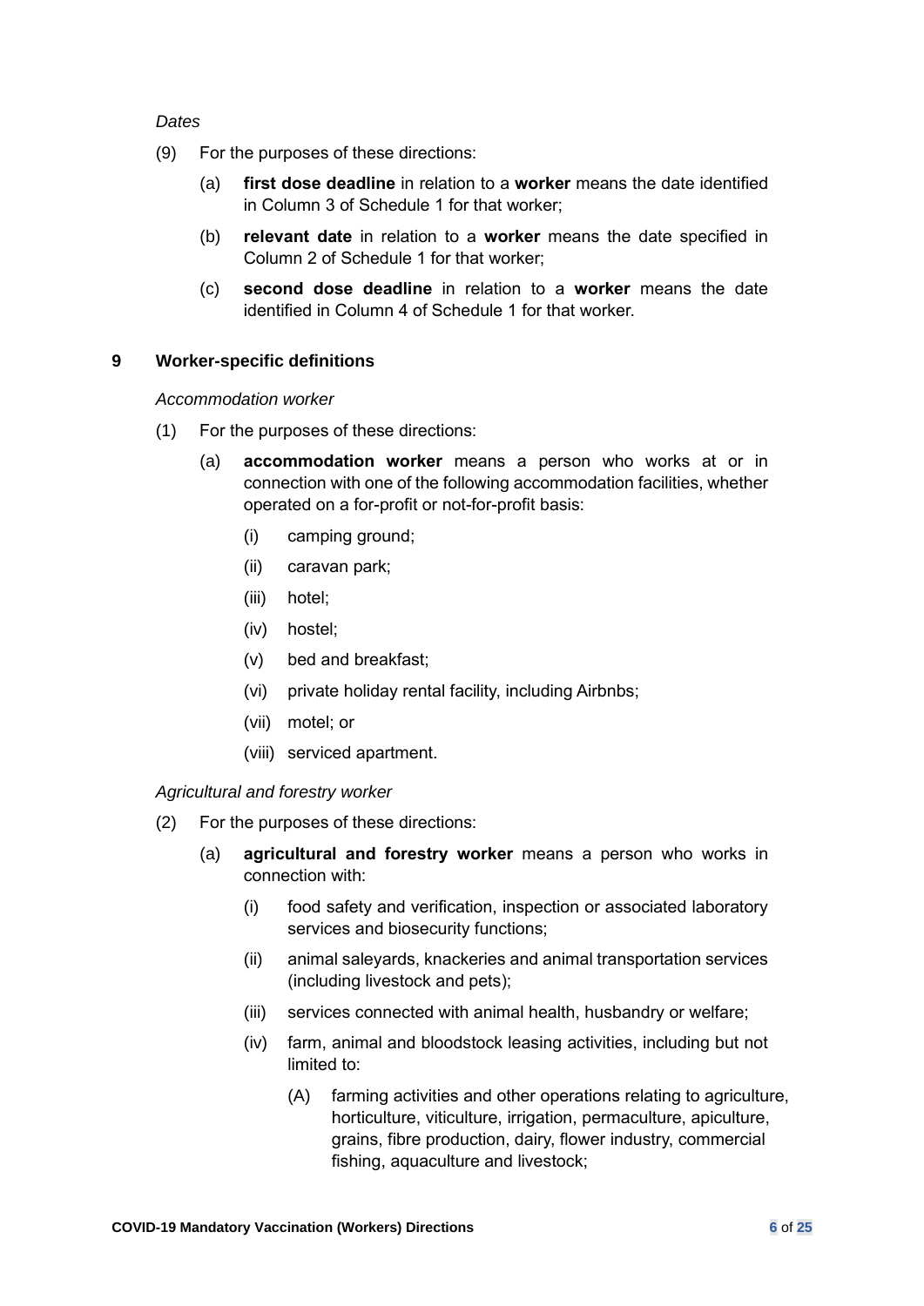*Dates*

(9) For the purposes of these directions:

(a) **first dose deadline** in relation to a **worker** means the date identified in Column 3 of Schedule 1 for that worker;

(b) **relevant date** in relation to a **worker** means the date specified in Column 2 of Schedule 1 for that worker;

(c) **second dose deadline** in relation to a **worker** means the date identified in Column 4 of Schedule 1 for that worker.

## 9 Worker-specific definitions

*Accommodation worker*

(1) For the purposes of these directions:

(a) **accommodation worker** means a person who works at or in connection with one of the following accommodation facilities, whether operated on a for-profit or not-for-profit basis:

(i) camping ground;

(ii) caravan park;

(iii) hotel;

(iv) hostel;

(v) bed and breakfast;

(vi) private holiday rental facility, including Airbnbs;

(vii) motel; or

(viii) serviced apartment.

*Agricultural and forestry worker*

(2) For the purposes of these directions:

(a) **agricultural and forestry worker** means a person who works in connection with:

(i) food safety and verification, inspection or associated laboratory services and biosecurity functions;

(ii) animal saleyards, knackeries and animal transportation services (including livestock and pets);

(iii) services connected with animal health, husbandry or welfare;

(iv) farm, animal and bloodstock leasing activities, including but not limited to:

(A) farming activities and other operations relating to agriculture, horticulture, viticulture, irrigation, permaculture, apiculture, grains, fibre production, dairy, flower industry, commercial fishing, aquaculture and livestock;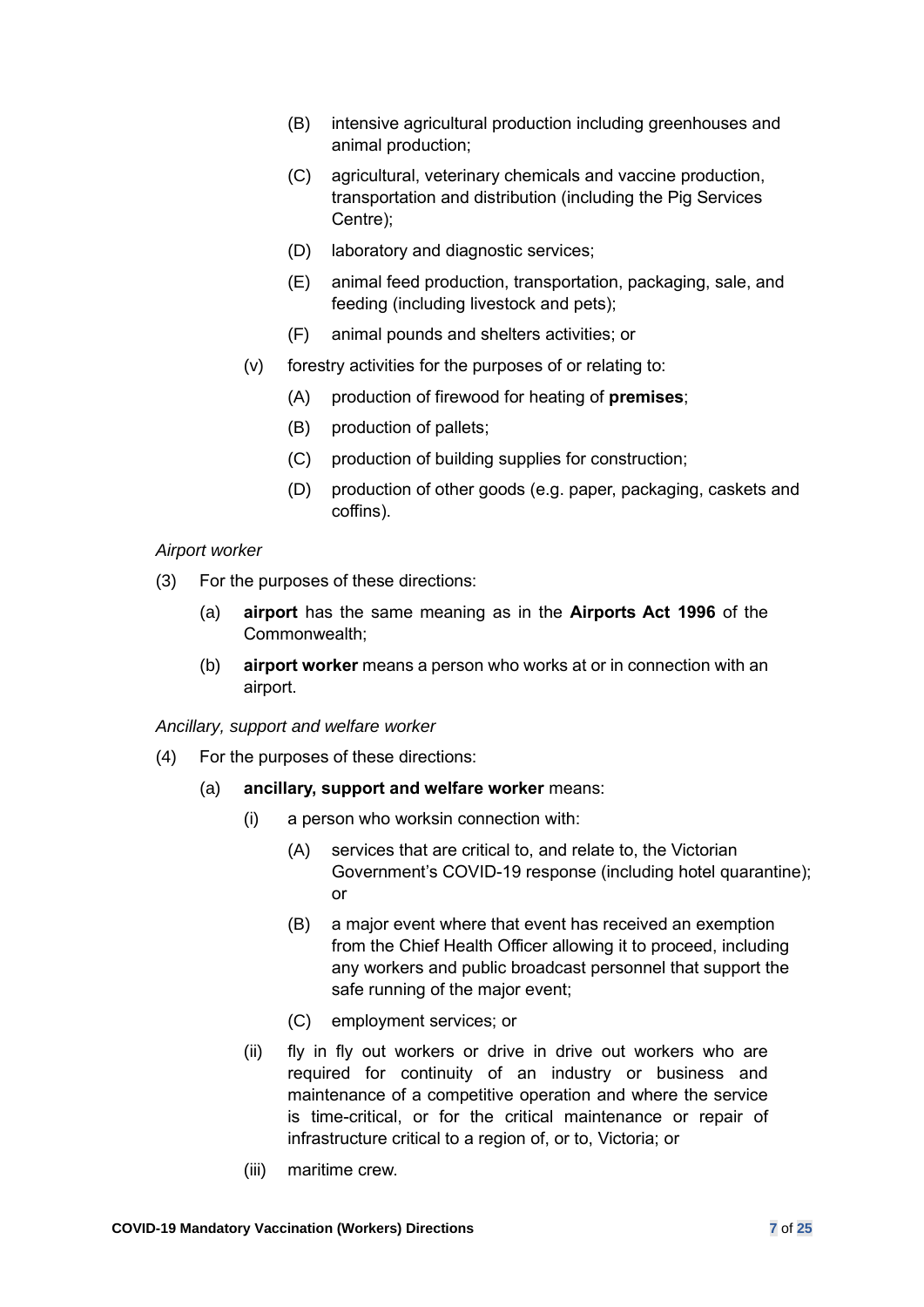(B) intensive agricultural production including greenhouses and animal production;

(C) agricultural, veterinary chemicals and vaccine production, transportation and distribution (including the Pig Services Centre);

(D) laboratory and diagnostic services;

(E) animal feed production, transportation, packaging, sale, and feeding (including livestock and pets);

(F) animal pounds and shelters activities; or

(v) forestry activities for the purposes of or relating to:

(A) production of firewood for heating of **premises**;

(B) production of pallets;

(C) production of building supplies for construction;

(D) production of other goods (e.g. paper, packaging, caskets and coffins).

*Airport worker*

(3) For the purposes of these directions:

(a) **airport** has the same meaning as in the **Airports Act 1996** of the Commonwealth;

(b) **airport worker** means a person who works at or in connection with an airport.

*Ancillary, support and welfare worker*

(4) For the purposes of these directions:

(a) **ancillary, support and welfare worker** means:

(i) a person who worksin connection with:

(A) services that are critical to, and relate to, the Victorian Government's COVID-19 response (including hotel quarantine); or

(B) a major event where that event has received an exemption from the Chief Health Officer allowing it to proceed, including any workers and public broadcast personnel that support the safe running of the major event;

(C) employment services; or

(ii) fly in fly out workers or drive in drive out workers who are required for continuity of an industry or business and maintenance of a competitive operation and where the service is time-critical, or for the critical maintenance or repair of infrastructure critical to a region of, or to, Victoria; or

(iii) maritime crew.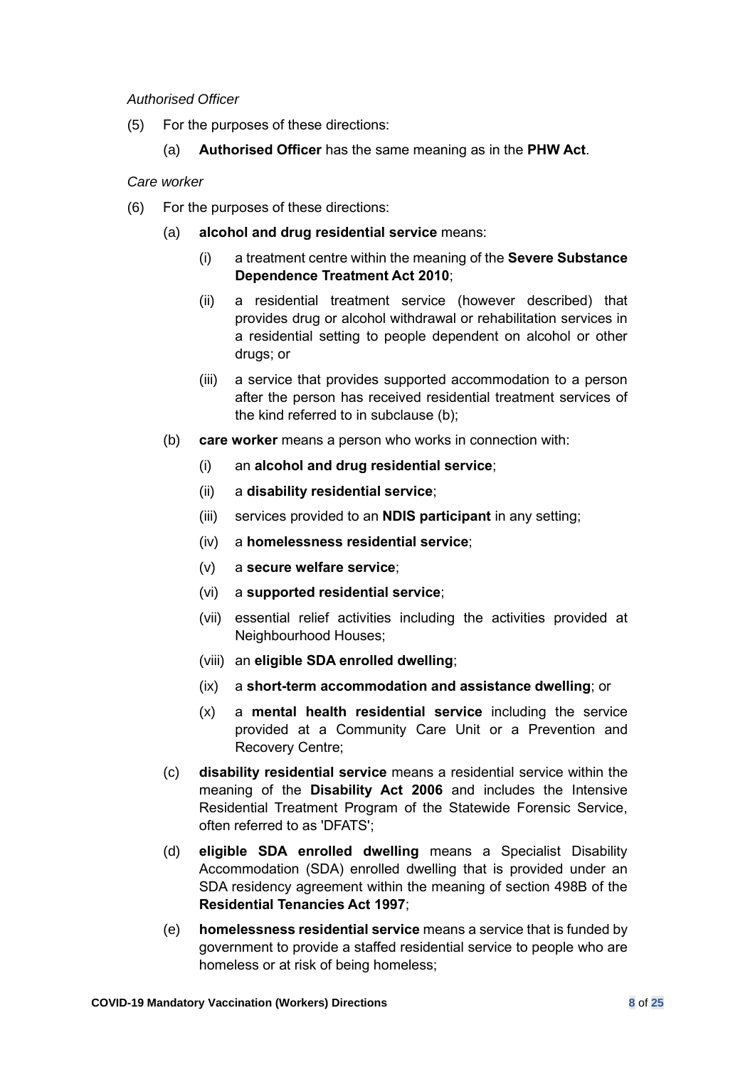*Authorised Officer*

(5) For the purposes of these directions:

(a) **Authorised Officer** has the same meaning as in the **PHW Act**.

*Care worker*

(6) For the purposes of these directions:

(a) **alcohol and drug residential service** means:

(i) a treatment centre within the meaning of the **Severe Substance Dependence Treatment Act 2010**;

(ii) a residential treatment service (however described) that provides drug or alcohol withdrawal or rehabilitation services in a residential setting to people dependent on alcohol or other drugs; or

(iii) a service that provides supported accommodation to a person after the person has received residential treatment services of the kind referred to in subclause (b);

(b) **care worker** means a person who works in connection with:

(i) an **alcohol and drug residential service**;

(ii) a **disability residential service**;

(iii) services provided to an **NDIS participant** in any setting;

(iv) a **homelessness residential service**;

(v) a **secure welfare service**;

(vi) a **supported residential service**;

(vii) essential relief activities including the activities provided at Neighbourhood Houses;

(viii) an **eligible SDA enrolled dwelling**;

(ix) a **short-term accommodation and assistance dwelling**; or

(x) a **mental health residential service** including the service provided at a Community Care Unit or a Prevention and Recovery Centre;

(c) **disability residential service** means a residential service within the meaning of the **Disability Act 2006** and includes the Intensive Residential Treatment Program of the Statewide Forensic Service, often referred to as 'DFATS';

(d) **eligible SDA enrolled dwelling** means a Specialist Disability Accommodation (SDA) enrolled dwelling that is provided under an SDA residency agreement within the meaning of section 498B of the **Residential Tenancies Act 1997**;

(e) **homelessness residential service** means a service that is funded by government to provide a staffed residential service to people who are homeless or at risk of being homeless;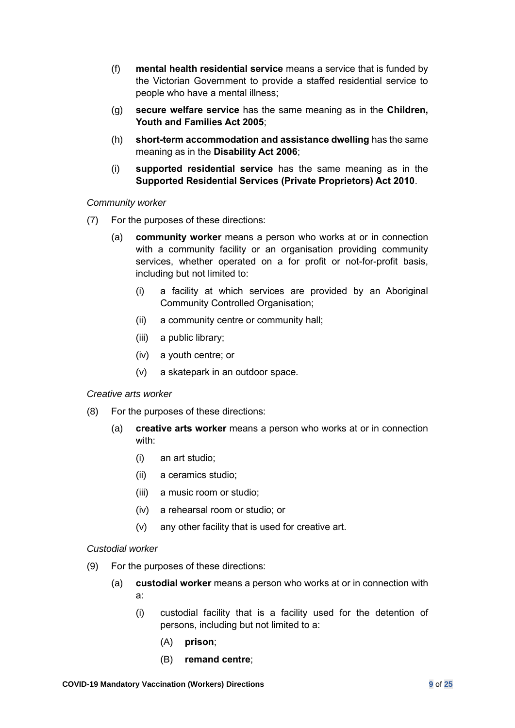(f) **mental health residential service** means a service that is funded by the Victorian Government to provide a staffed residential service to people who have a mental illness;

(g) **secure welfare service** has the same meaning as in the **Children, Youth and Families Act 2005**;

(h) **short-term accommodation and assistance dwelling** has the same meaning as in the **Disability Act 2006**;

(i) **supported residential service** has the same meaning as in the **Supported Residential Services (Private Proprietors) Act 2010**.

*Community worker*

(7) For the purposes of these directions:

(a) **community worker** means a person who works at or in connection with a community facility or an organisation providing community services, whether operated on a for profit or not-for-profit basis, including but not limited to:

(i) a facility at which services are provided by an Aboriginal Community Controlled Organisation;

(ii) a community centre or community hall;

(iii) a public library;

(iv) a youth centre; or

(v) a skatepark in an outdoor space.

*Creative arts worker*

(8) For the purposes of these directions:

(a) **creative arts worker** means a person who works at or in connection with:

(i) an art studio;

(ii) a ceramics studio;

(iii) a music room or studio;

(iv) a rehearsal room or studio; or

(v) any other facility that is used for creative art.

*Custodial worker*

(9) For the purposes of these directions:

(a) **custodial worker** means a person who works at or in connection with a:

(i) custodial facility that is a facility used for the detention of persons, including but not limited to a:

(A) **prison**;

(B) **remand centre**;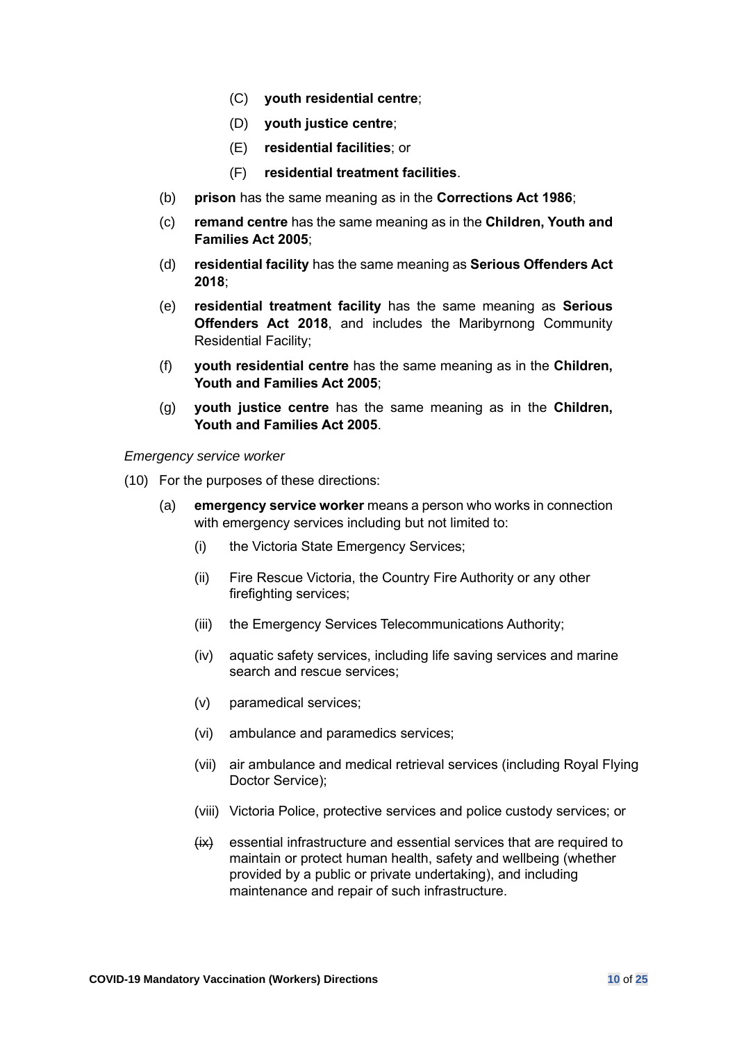(C) **youth residential centre**;

(D) **youth justice centre**;

(E) **residential facilities**; or

(F) **residential treatment facilities**.

(b) **prison** has the same meaning as in the **Corrections Act 1986**;

(c) **remand centre** has the same meaning as in the **Children, Youth and Families Act 2005**;

(d) **residential facility** has the same meaning as **Serious Offenders Act 2018**;

(e) **residential treatment facility** has the same meaning as **Serious Offenders Act 2018**, and includes the Maribyrnong Community Residential Facility;

(f) **youth residential centre** has the same meaning as in the **Children, Youth and Families Act 2005**;

(g) **youth justice centre** has the same meaning as in the **Children, Youth and Families Act 2005**.

*Emergency service worker*

(10) For the purposes of these directions:

(a) **emergency service worker** means a person who works in connection with emergency services including but not limited to:

(i) the Victoria State Emergency Services;

(ii) Fire Rescue Victoria, the Country Fire Authority or any other firefighting services;

(iii) the Emergency Services Telecommunications Authority;

(iv) aquatic safety services, including life saving services and marine search and rescue services;

(v) paramedical services;

(vi) ambulance and paramedics services;

(vii) air ambulance and medical retrieval services (including Royal Flying Doctor Service);

(viii) Victoria Police, protective services and police custody services; or

~~(ix)~~ essential infrastructure and essential services that are required to maintain or protect human health, safety and wellbeing (whether provided by a public or private undertaking), and including maintenance and repair of such infrastructure.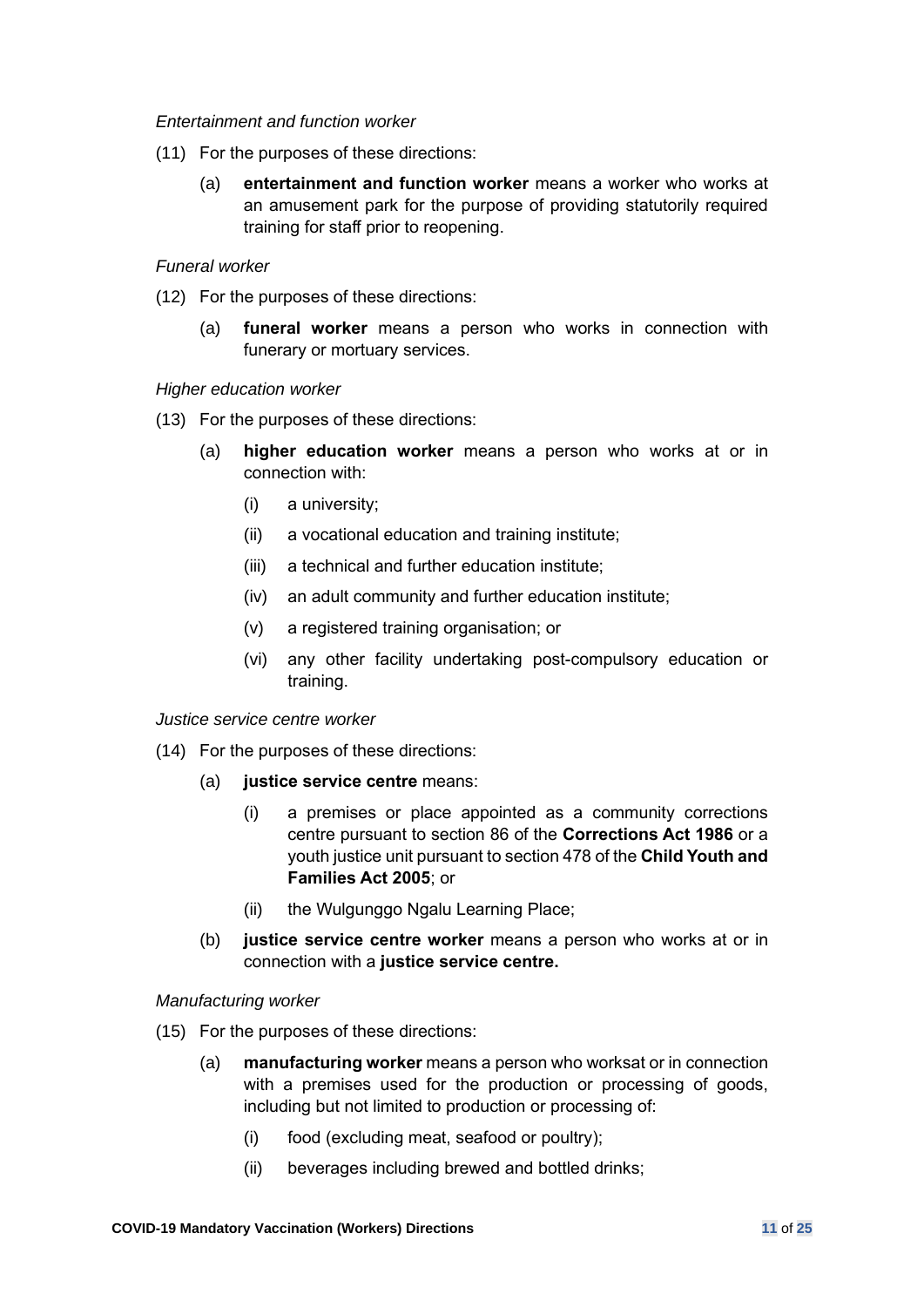*Entertainment and function worker*

(11) For the purposes of these directions:

(a) **entertainment and function worker** means a worker who works at an amusement park for the purpose of providing statutorily required training for staff prior to reopening.

*Funeral worker*

(12) For the purposes of these directions:

(a) **funeral worker** means a person who works in connection with funerary or mortuary services.

*Higher education worker*

(13) For the purposes of these directions:

(a) **higher education worker** means a person who works at or in connection with:

(i) a university;

(ii) a vocational education and training institute;

(iii) a technical and further education institute;

(iv) an adult community and further education institute;

(v) a registered training organisation; or

(vi) any other facility undertaking post-compulsory education or training.

*Justice service centre worker*

(14) For the purposes of these directions:

(a) **justice service centre** means:

(i) a premises or place appointed as a community corrections centre pursuant to section 86 of the **Corrections Act 1986** or a youth justice unit pursuant to section 478 of the **Child Youth and Families Act 2005**; or

(ii) the Wulgunggo Ngalu Learning Place;

(b) **justice service centre worker** means a person who works at or in connection with a **justice service centre.**

*Manufacturing worker*

(15) For the purposes of these directions:

(a) **manufacturing worker** means a person who worksat or in connection with a premises used for the production or processing of goods, including but not limited to production or processing of:

(i) food (excluding meat, seafood or poultry);

(ii) beverages including brewed and bottled drinks;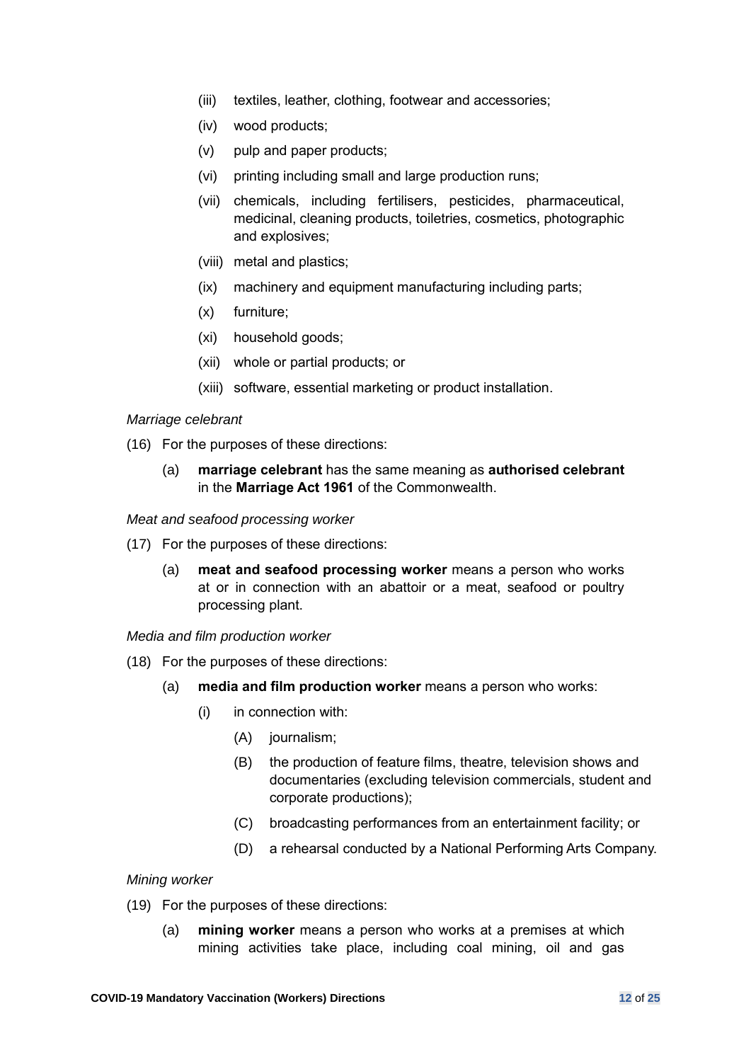(iii) textiles, leather, clothing, footwear and accessories;

(iv) wood products;

(v) pulp and paper products;

(vi) printing including small and large production runs;

(vii) chemicals, including fertilisers, pesticides, pharmaceutical, medicinal, cleaning products, toiletries, cosmetics, photographic and explosives;

(viii) metal and plastics;

(ix) machinery and equipment manufacturing including parts;

(x) furniture;

(xi) household goods;

(xii) whole or partial products; or

(xiii) software, essential marketing or product installation.

*Marriage celebrant*

(16) For the purposes of these directions:

(a) **marriage celebrant** has the same meaning as **authorised celebrant** in the **Marriage Act 1961** of the Commonwealth.

*Meat and seafood processing worker*

(17) For the purposes of these directions:

(a) **meat and seafood processing worker** means a person who works at or in connection with an abattoir or a meat, seafood or poultry processing plant.

*Media and film production worker*

(18) For the purposes of these directions:

(a) **media and film production worker** means a person who works:

(i) in connection with:

(A) journalism;

(B) the production of feature films, theatre, television shows and documentaries (excluding television commercials, student and corporate productions);

(C) broadcasting performances from an entertainment facility; or

(D) a rehearsal conducted by a National Performing Arts Company.

*Mining worker*

(19) For the purposes of these directions:

(a) **mining worker** means a person who works at a premises at which mining activities take place, including coal mining, oil and gas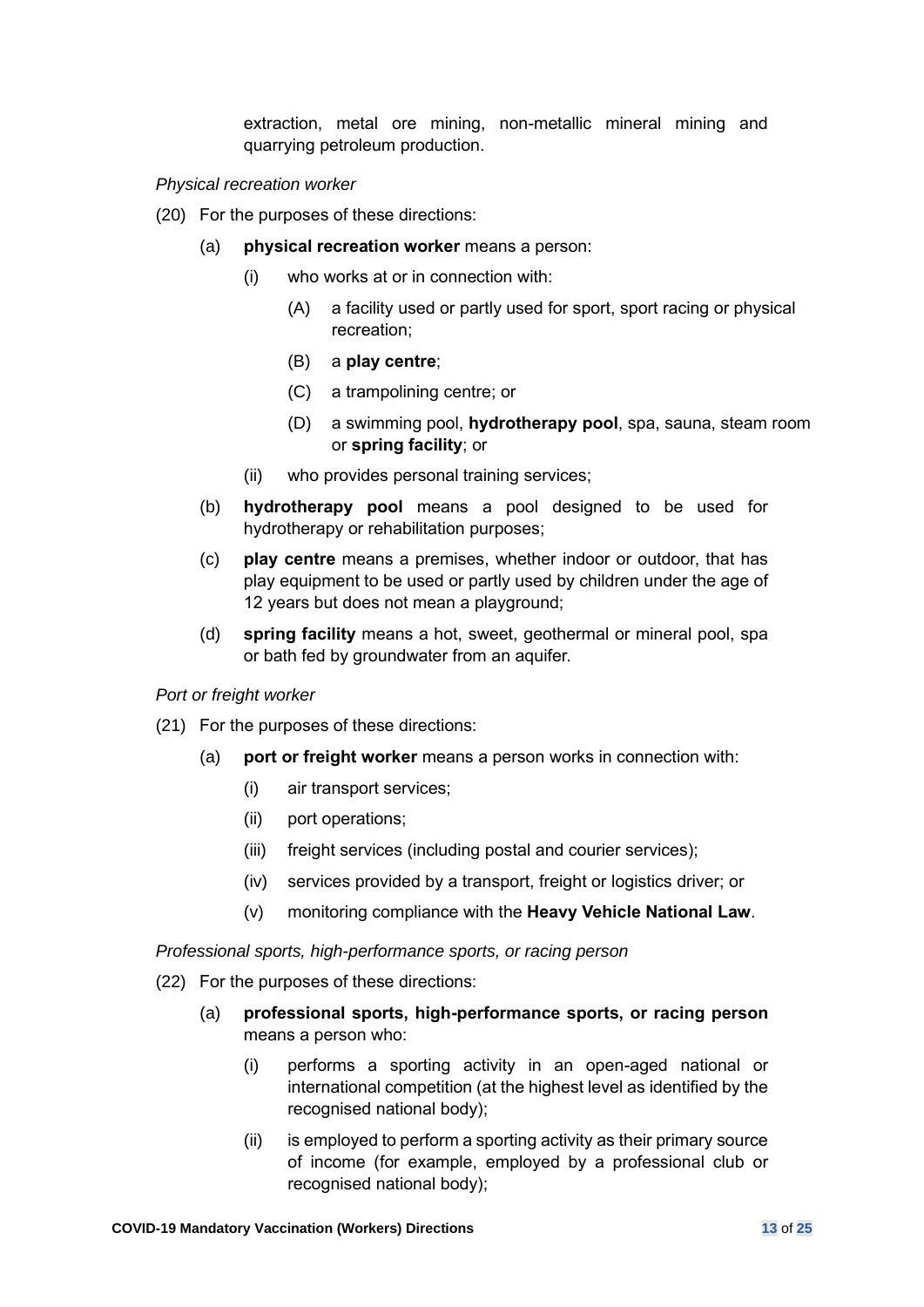extraction, metal ore mining, non-metallic mineral mining and quarrying petroleum production.

*Physical recreation worker*

(20) For the purposes of these directions:

(a) **physical recreation worker** means a person:

(i) who works at or in connection with:

(A) a facility used or partly used for sport, sport racing or physical recreation;

(B) a **play centre**;

(C) a trampolining centre; or

(D) a swimming pool, **hydrotherapy pool**, spa, sauna, steam room or **spring facility**; or

(ii) who provides personal training services;

(b) **hydrotherapy pool** means a pool designed to be used for hydrotherapy or rehabilitation purposes;

(c) **play centre** means a premises, whether indoor or outdoor, that has play equipment to be used or partly used by children under the age of 12 years but does not mean a playground;

(d) **spring facility** means a hot, sweet, geothermal or mineral pool, spa or bath fed by groundwater from an aquifer.

*Port or freight worker*

(21) For the purposes of these directions:

(a) **port or freight worker** means a person works in connection with:

(i) air transport services;

(ii) port operations;

(iii) freight services (including postal and courier services);

(iv) services provided by a transport, freight or logistics driver; or

(v) monitoring compliance with the **Heavy Vehicle National Law**.

*Professional sports, high-performance sports, or racing person*

(22) For the purposes of these directions:

(a) **professional sports, high-performance sports, or racing person** means a person who:

(i) performs a sporting activity in an open-aged national or international competition (at the highest level as identified by the recognised national body);

(ii) is employed to perform a sporting activity as their primary source of income (for example, employed by a professional club or recognised national body);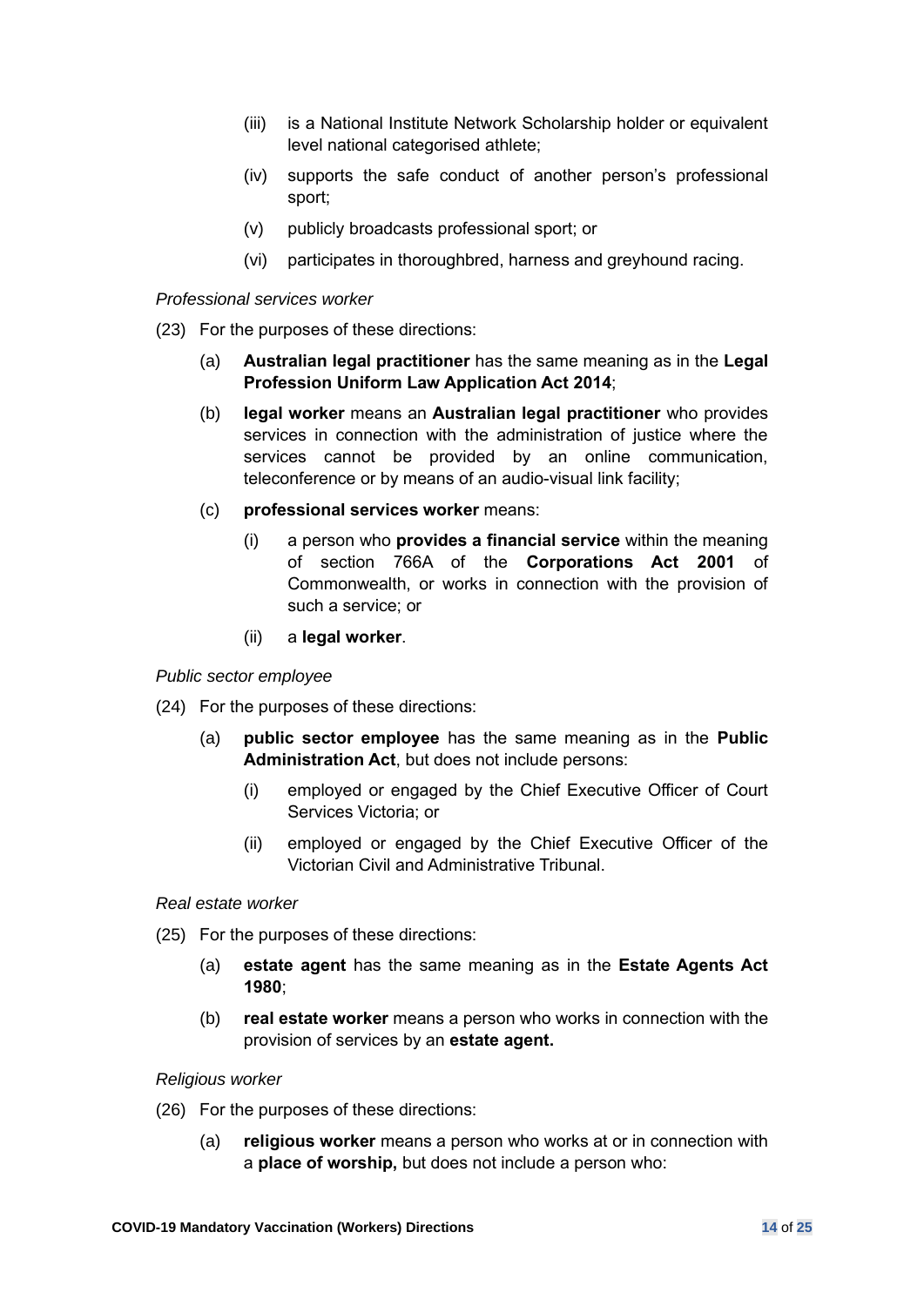(iii) is a National Institute Network Scholarship holder or equivalent level national categorised athlete;

(iv) supports the safe conduct of another person's professional sport;

(v) publicly broadcasts professional sport; or

(vi) participates in thoroughbred, harness and greyhound racing.

*Professional services worker*

(23) For the purposes of these directions:

(a) **Australian legal practitioner** has the same meaning as in the **Legal Profession Uniform Law Application Act 2014**;

(b) **legal worker** means an **Australian legal practitioner** who provides services in connection with the administration of justice where the services cannot be provided by an online communication, teleconference or by means of an audio-visual link facility;

(c) **professional services worker** means:

(i) a person who **provides a financial service** within the meaning of section 766A of the **Corporations Act 2001** of Commonwealth, or works in connection with the provision of such a service; or

(ii) a **legal worker**.

*Public sector employee*

(24) For the purposes of these directions:

(a) **public sector employee** has the same meaning as in the **Public Administration Act**, but does not include persons:

(i) employed or engaged by the Chief Executive Officer of Court Services Victoria; or

(ii) employed or engaged by the Chief Executive Officer of the Victorian Civil and Administrative Tribunal.

*Real estate worker*

(25) For the purposes of these directions:

(a) **estate agent** has the same meaning as in the **Estate Agents Act 1980**;

(b) **real estate worker** means a person who works in connection with the provision of services by an **estate agent.**

*Religious worker*

(26) For the purposes of these directions:

(a) **religious worker** means a person who works at or in connection with a **place of worship,** but does not include a person who: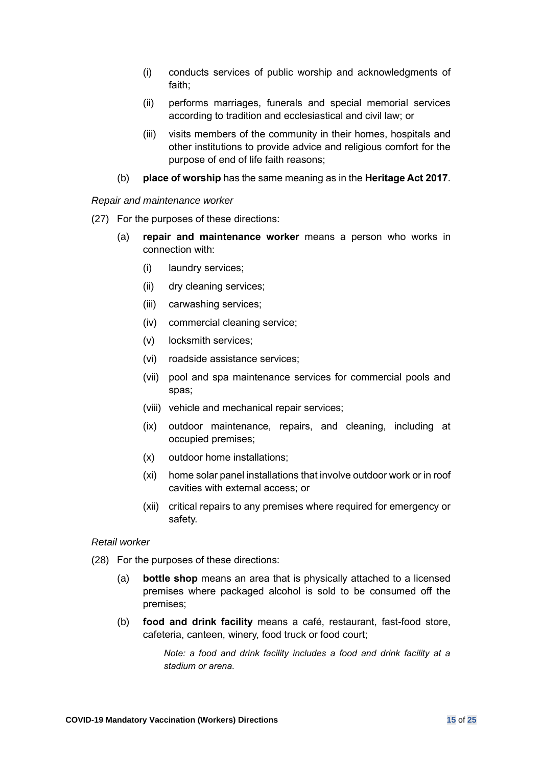(i) conducts services of public worship and acknowledgments of faith;

(ii) performs marriages, funerals and special memorial services according to tradition and ecclesiastical and civil law; or

(iii) visits members of the community in their homes, hospitals and other institutions to provide advice and religious comfort for the purpose of end of life faith reasons;

(b) **place of worship** has the same meaning as in the **Heritage Act 2017**.

*Repair and maintenance worker*

(27) For the purposes of these directions:

(a) **repair and maintenance worker** means a person who works in connection with:

(i) laundry services;

(ii) dry cleaning services;

(iii) carwashing services;

(iv) commercial cleaning service;

(v) locksmith services;

(vi) roadside assistance services;

(vii) pool and spa maintenance services for commercial pools and spas;

(viii) vehicle and mechanical repair services;

(ix) outdoor maintenance, repairs, and cleaning, including at occupied premises;

(x) outdoor home installations;

(xi) home solar panel installations that involve outdoor work or in roof cavities with external access; or

(xii) critical repairs to any premises where required for emergency or safety.

*Retail worker*

(28) For the purposes of these directions:

(a) **bottle shop** means an area that is physically attached to a licensed premises where packaged alcohol is sold to be consumed off the premises;

(b) **food and drink facility** means a café, restaurant, fast-food store, cafeteria, canteen, winery, food truck or food court;

*Note: a food and drink facility includes a food and drink facility at a stadium or arena.*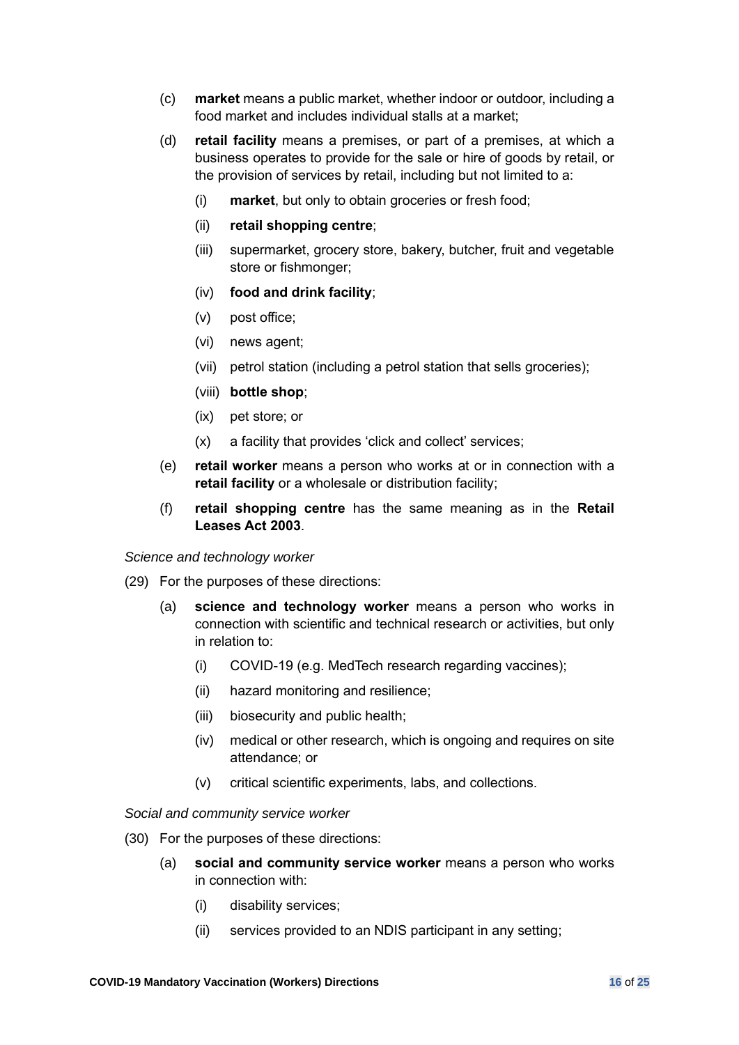(c) **market** means a public market, whether indoor or outdoor, including a food market and includes individual stalls at a market;

(d) **retail facility** means a premises, or part of a premises, at which a business operates to provide for the sale or hire of goods by retail, or the provision of services by retail, including but not limited to a:

  (i) **market**, but only to obtain groceries or fresh food;

  (ii) **retail shopping centre**;

  (iii) supermarket, grocery store, bakery, butcher, fruit and vegetable store or fishmonger;

  (iv) **food and drink facility**;

  (v) post office;

  (vi) news agent;

  (vii) petrol station (including a petrol station that sells groceries);

  (viii) **bottle shop**;

  (ix) pet store; or

  (x) a facility that provides 'click and collect' services;

(e) **retail worker** means a person who works at or in connection with a **retail facility** or a wholesale or distribution facility;

(f) **retail shopping centre** has the same meaning as in the **Retail Leases Act 2003**.

*Science and technology worker*

(29) For the purposes of these directions:

(a) **science and technology worker** means a person who works in connection with scientific and technical research or activities, but only in relation to:

  (i) COVID-19 (e.g. MedTech research regarding vaccines);

  (ii) hazard monitoring and resilience;

  (iii) biosecurity and public health;

  (iv) medical or other research, which is ongoing and requires on site attendance; or

  (v) critical scientific experiments, labs, and collections.

*Social and community service worker*

(30) For the purposes of these directions:

(a) **social and community service worker** means a person who works in connection with:

  (i) disability services;

  (ii) services provided to an NDIS participant in any setting;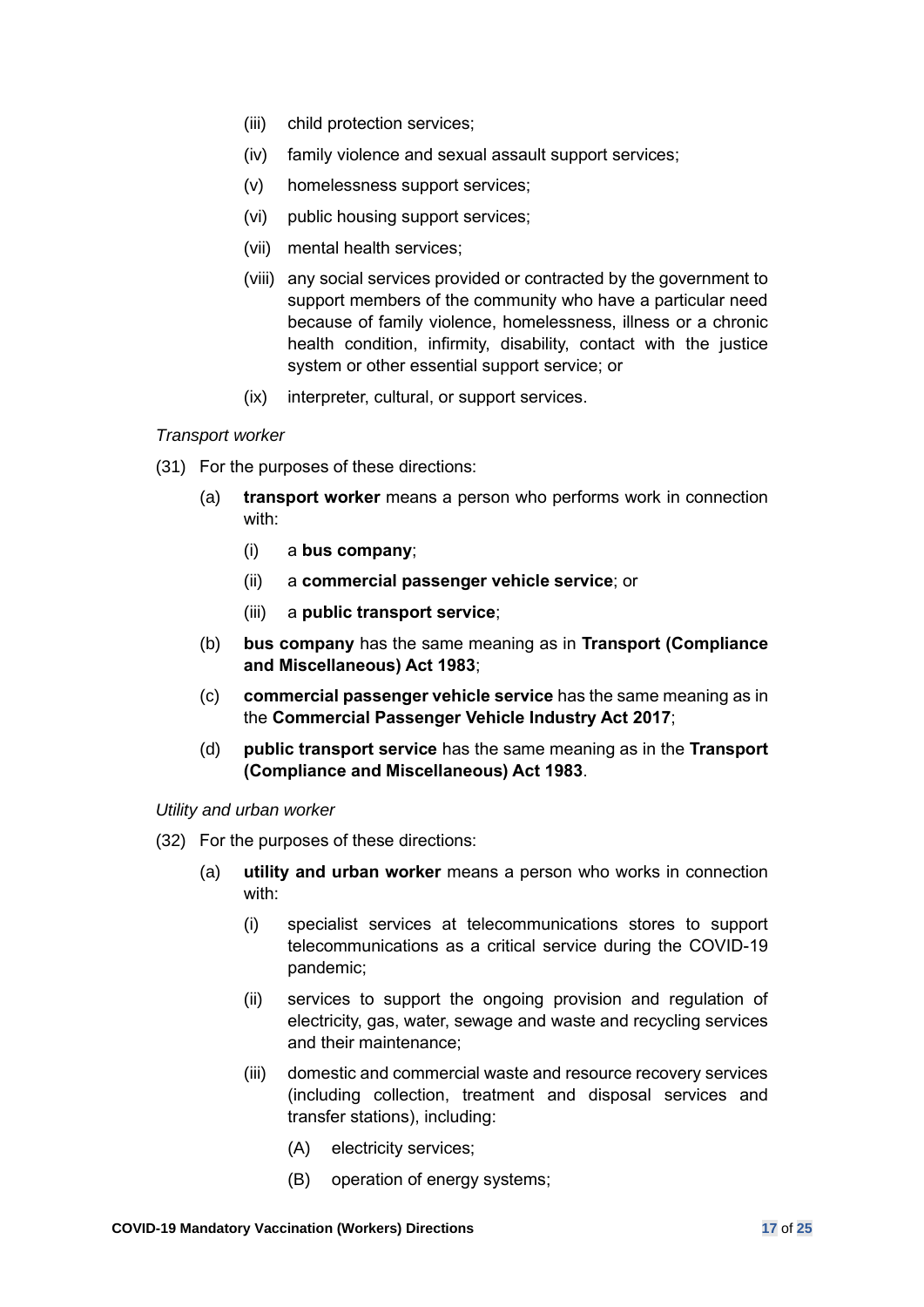(iii) child protection services;

(iv) family violence and sexual assault support services;

(v) homelessness support services;

(vi) public housing support services;

(vii) mental health services;

(viii) any social services provided or contracted by the government to support members of the community who have a particular need because of family violence, homelessness, illness or a chronic health condition, infirmity, disability, contact with the justice system or other essential support service; or

(ix) interpreter, cultural, or support services.

*Transport worker*

(31) For the purposes of these directions:

(a) **transport worker** means a person who performs work in connection with:

(i) a **bus company**;

(ii) a **commercial passenger vehicle service**; or

(iii) a **public transport service**;

(b) **bus company** has the same meaning as in **Transport (Compliance and Miscellaneous) Act 1983**;

(c) **commercial passenger vehicle service** has the same meaning as in the **Commercial Passenger Vehicle Industry Act 2017**;

(d) **public transport service** has the same meaning as in the **Transport (Compliance and Miscellaneous) Act 1983**.

*Utility and urban worker*

(32) For the purposes of these directions:

(a) **utility and urban worker** means a person who works in connection with:

(i) specialist services at telecommunications stores to support telecommunications as a critical service during the COVID-19 pandemic;

(ii) services to support the ongoing provision and regulation of electricity, gas, water, sewage and waste and recycling services and their maintenance;

(iii) domestic and commercial waste and resource recovery services (including collection, treatment and disposal services and transfer stations), including:

(A) electricity services;

(B) operation of energy systems;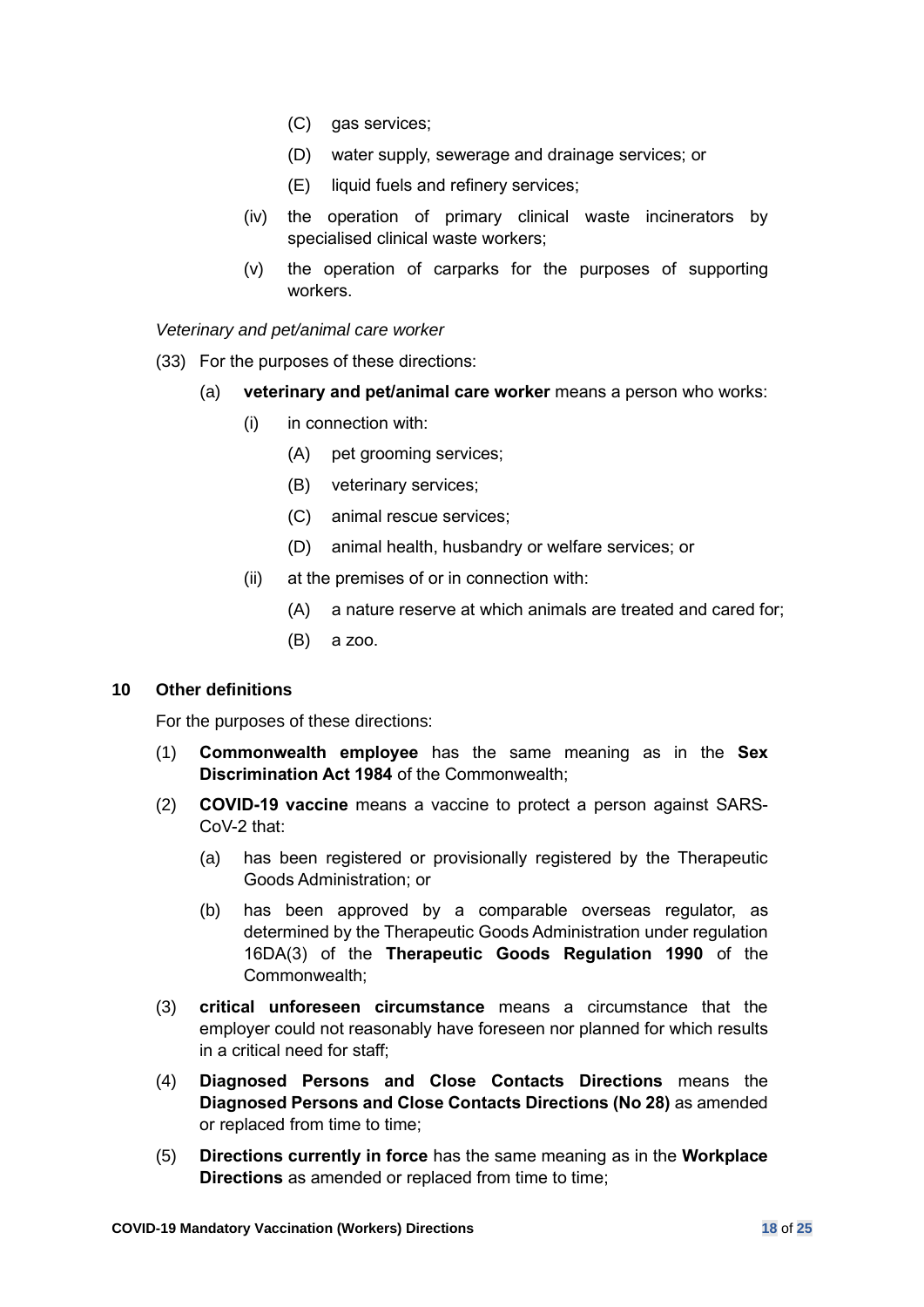(C) gas services;

(D) water supply, sewerage and drainage services; or

(E) liquid fuels and refinery services;

(iv) the operation of primary clinical waste incinerators by specialised clinical waste workers;

(v) the operation of carparks for the purposes of supporting workers.

*Veterinary and pet/animal care worker*

(33) For the purposes of these directions:

(a) **veterinary and pet/animal care worker** means a person who works:

(i) in connection with:

(A) pet grooming services;

(B) veterinary services;

(C) animal rescue services;

(D) animal health, husbandry or welfare services; or

(ii) at the premises of or in connection with:

(A) a nature reserve at which animals are treated and cared for;

(B) a zoo.

## 10 Other definitions

For the purposes of these directions:

(1) **Commonwealth employee** has the same meaning as in the **Sex Discrimination Act 1984** of the Commonwealth;

(2) **COVID-19 vaccine** means a vaccine to protect a person against SARS-CoV-2 that:

(a) has been registered or provisionally registered by the Therapeutic Goods Administration; or

(b) has been approved by a comparable overseas regulator, as determined by the Therapeutic Goods Administration under regulation 16DA(3) of the **Therapeutic Goods Regulation 1990** of the Commonwealth;

(3) **critical unforeseen circumstance** means a circumstance that the employer could not reasonably have foreseen nor planned for which results in a critical need for staff;

(4) **Diagnosed Persons and Close Contacts Directions** means the **Diagnosed Persons and Close Contacts Directions (No 28)** as amended or replaced from time to time;

(5) **Directions currently in force** has the same meaning as in the **Workplace Directions** as amended or replaced from time to time;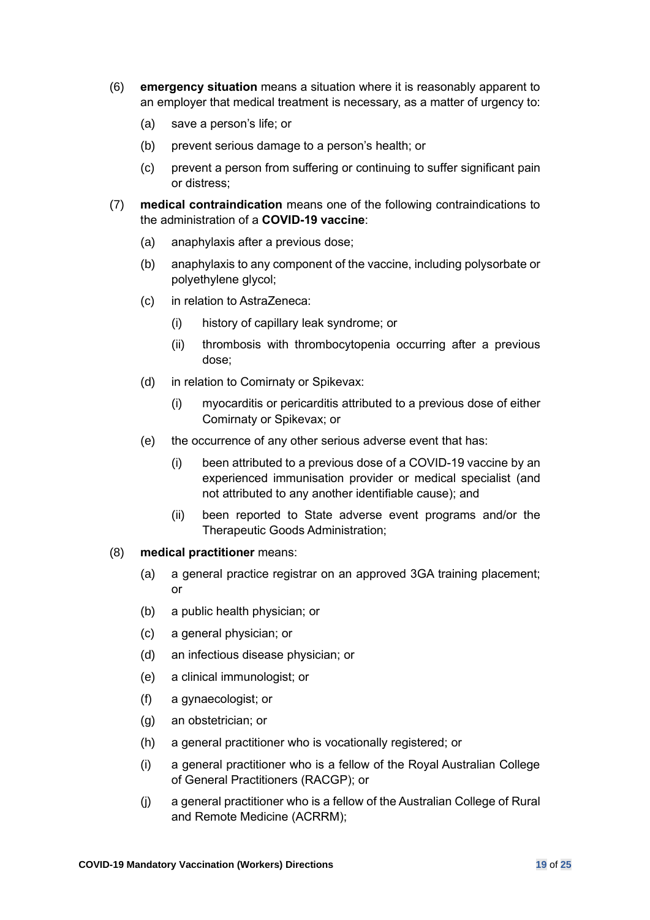(6) **emergency situation** means a situation where it is reasonably apparent to an employer that medical treatment is necessary, as a matter of urgency to:

  (a) save a person's life; or

  (b) prevent serious damage to a person's health; or

  (c) prevent a person from suffering or continuing to suffer significant pain or distress;

(7) **medical contraindication** means one of the following contraindications to the administration of a **COVID-19 vaccine**:

  (a) anaphylaxis after a previous dose;

  (b) anaphylaxis to any component of the vaccine, including polysorbate or polyethylene glycol;

  (c) in relation to AstraZeneca:

    (i) history of capillary leak syndrome; or

    (ii) thrombosis with thrombocytopenia occurring after a previous dose;

  (d) in relation to Comirnaty or Spikevax:

    (i) myocarditis or pericarditis attributed to a previous dose of either Comirnaty or Spikevax; or

  (e) the occurrence of any other serious adverse event that has:

    (i) been attributed to a previous dose of a COVID-19 vaccine by an experienced immunisation provider or medical specialist (and not attributed to any another identifiable cause); and

    (ii) been reported to State adverse event programs and/or the Therapeutic Goods Administration;

(8) **medical practitioner** means:

  (a) a general practice registrar on an approved 3GA training placement; or

  (b) a public health physician; or

  (c) a general physician; or

  (d) an infectious disease physician; or

  (e) a clinical immunologist; or

  (f) a gynaecologist; or

  (g) an obstetrician; or

  (h) a general practitioner who is vocationally registered; or

  (i) a general practitioner who is a fellow of the Royal Australian College of General Practitioners (RACGP); or

  (j) a general practitioner who is a fellow of the Australian College of Rural and Remote Medicine (ACRRM);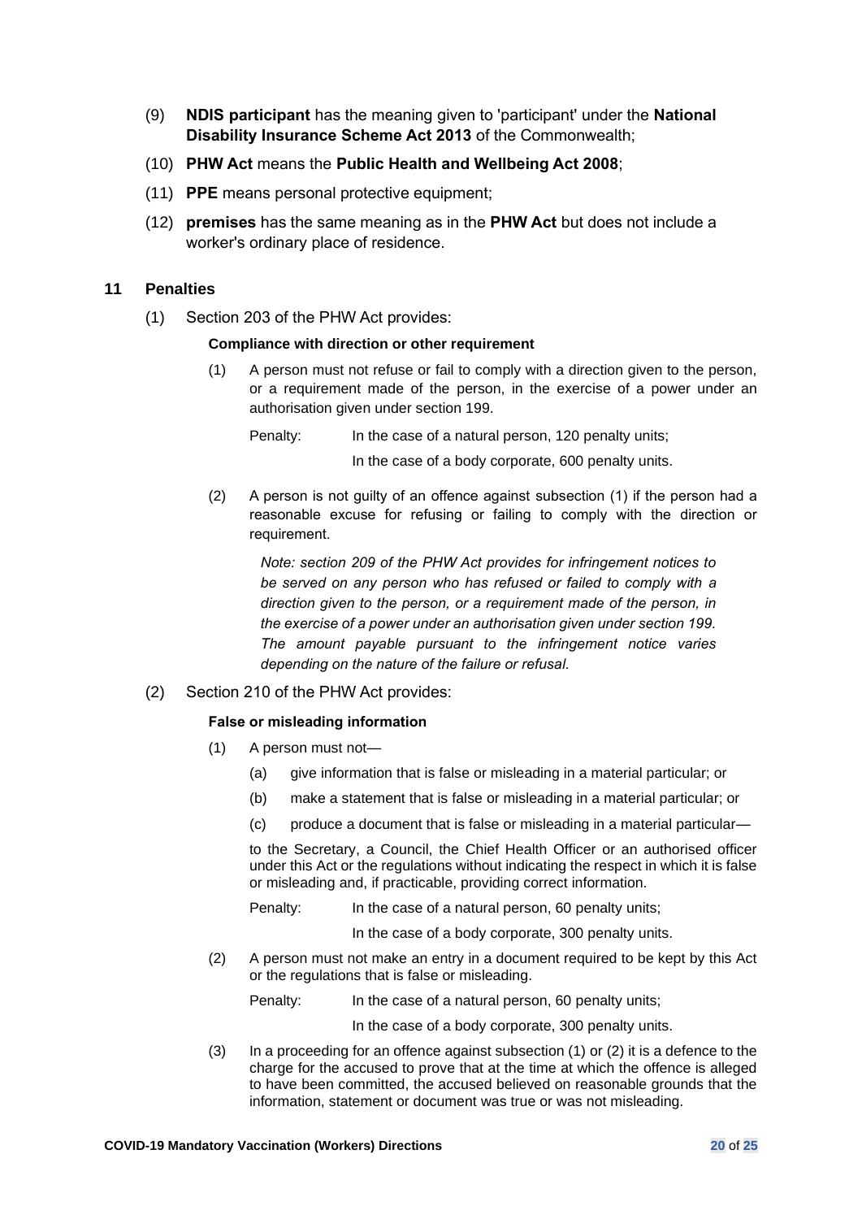(9) **NDIS participant** has the meaning given to 'participant' under the **National Disability Insurance Scheme Act 2013** of the Commonwealth;

(10) **PHW Act** means the **Public Health and Wellbeing Act 2008**;

(11) **PPE** means personal protective equipment;

(12) **premises** has the same meaning as in the **PHW Act** but does not include a worker's ordinary place of residence.

## 11 Penalties

(1) Section 203 of the PHW Act provides:

**Compliance with direction or other requirement**

(1) A person must not refuse or fail to comply with a direction given to the person, or a requirement made of the person, in the exercise of a power under an authorisation given under section 199.

Penalty: In the case of a natural person, 120 penalty units;

In the case of a body corporate, 600 penalty units.

(2) A person is not guilty of an offence against subsection (1) if the person had a reasonable excuse for refusing or failing to comply with the direction or requirement.

*Note: section 209 of the PHW Act provides for infringement notices to be served on any person who has refused or failed to comply with a direction given to the person, or a requirement made of the person, in the exercise of a power under an authorisation given under section 199. The amount payable pursuant to the infringement notice varies depending on the nature of the failure or refusal.*

(2) Section 210 of the PHW Act provides:

**False or misleading information**

(1) A person must not—

(a) give information that is false or misleading in a material particular; or

(b) make a statement that is false or misleading in a material particular; or

(c) produce a document that is false or misleading in a material particular—

to the Secretary, a Council, the Chief Health Officer or an authorised officer under this Act or the regulations without indicating the respect in which it is false or misleading and, if practicable, providing correct information.

Penalty: In the case of a natural person, 60 penalty units;

In the case of a body corporate, 300 penalty units.

(2) A person must not make an entry in a document required to be kept by this Act or the regulations that is false or misleading.

Penalty: In the case of a natural person, 60 penalty units;

In the case of a body corporate, 300 penalty units.

(3) In a proceeding for an offence against subsection (1) or (2) it is a defence to the charge for the accused to prove that at the time at which the offence is alleged to have been committed, the accused believed on reasonable grounds that the information, statement or document was true or was not misleading.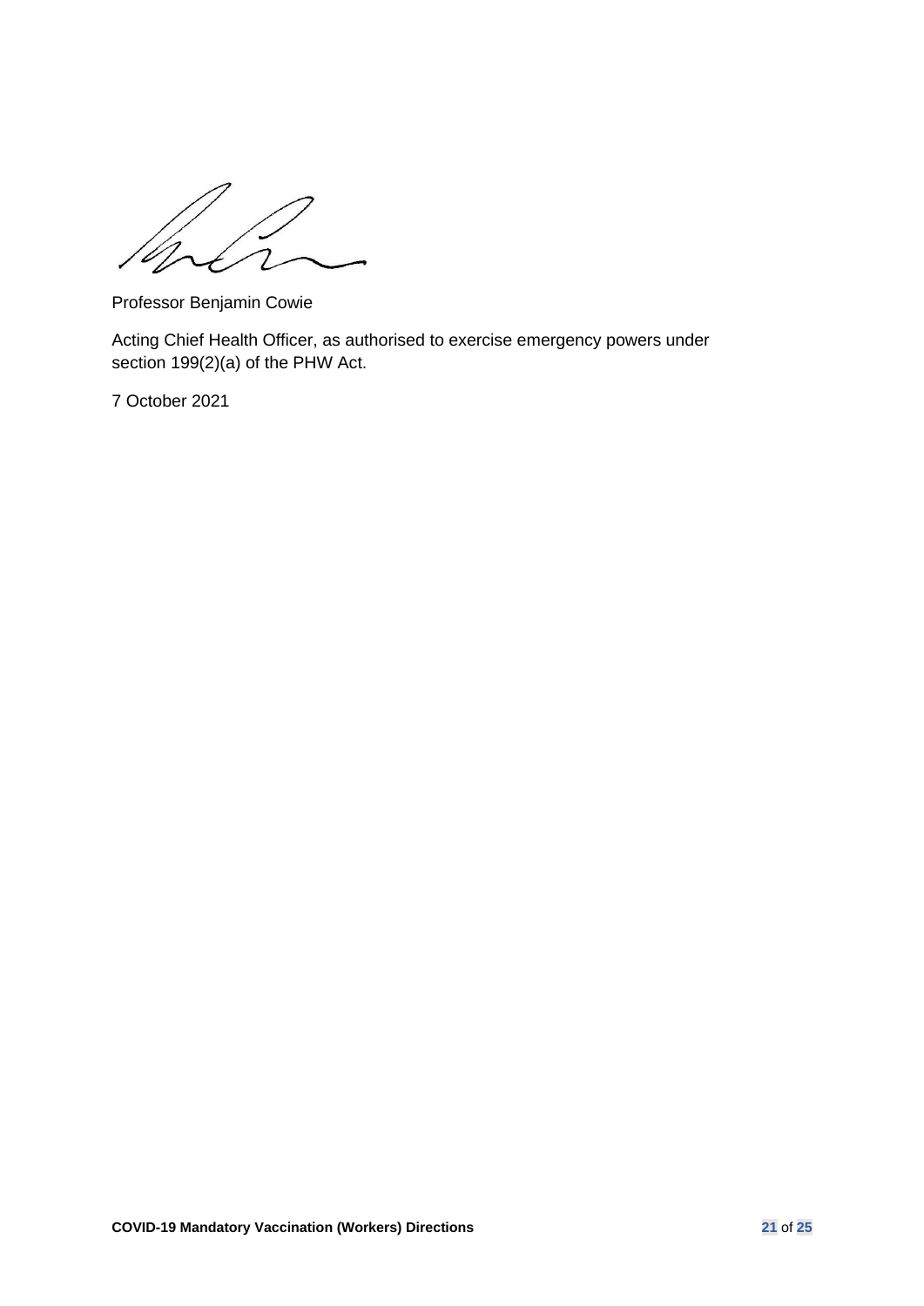Professor Benjamin Cowie

Acting Chief Health Officer, as authorised to exercise emergency powers under section 199(2)(a) of the PHW Act.

7 October 2021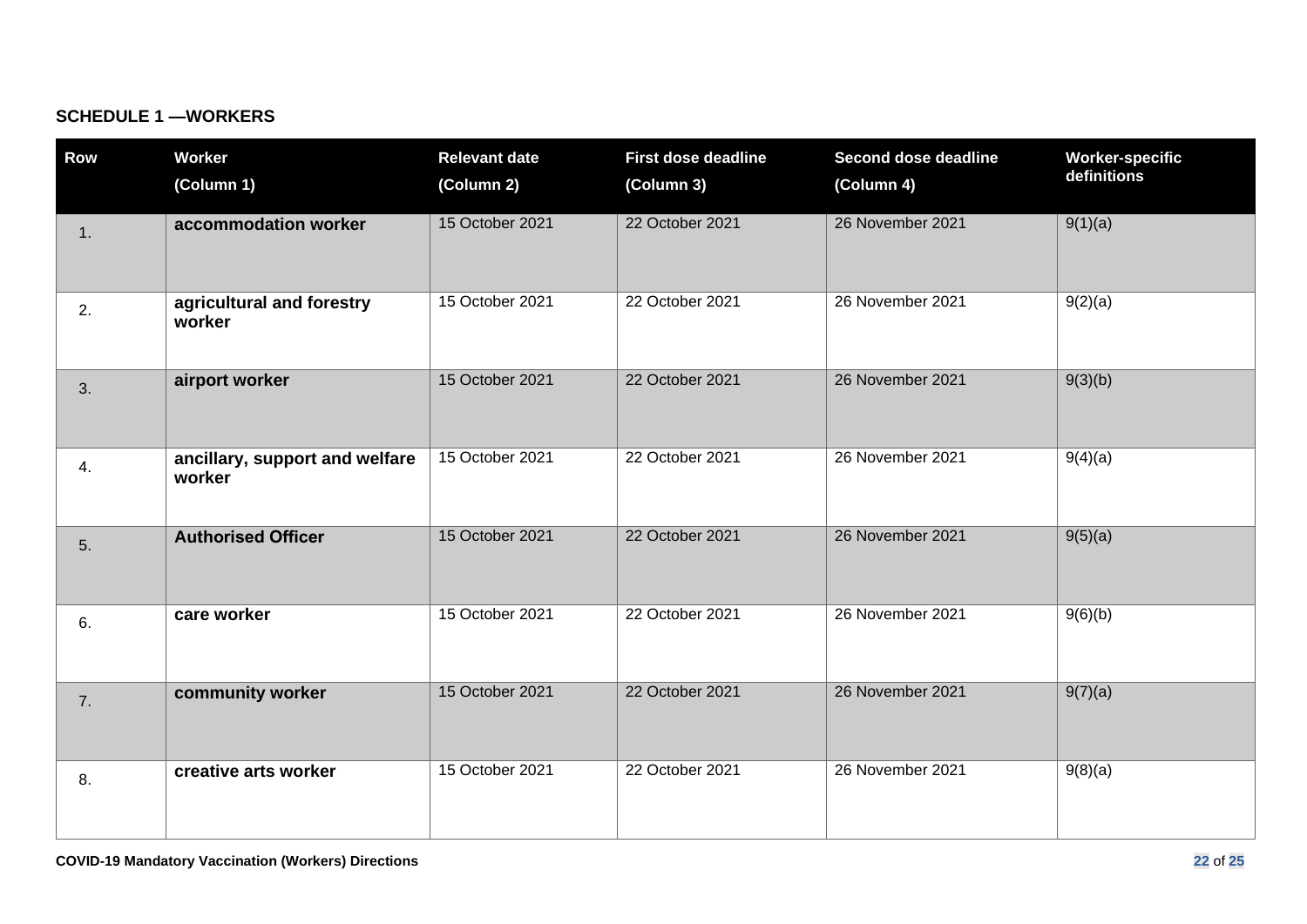**SCHEDULE 1 —WORKERS**

| Row | Worker (Column 1) | Relevant date (Column 2) | First dose deadline (Column 3) | Second dose deadline (Column 4) | Worker-specific definitions |
|---|---|---|---|---|---|
| 1. | **accommodation worker** | 15 October 2021 | 22 October 2021 | 26 November 2021 | 9(1)(a) |
| 2. | **agricultural and forestry worker** | 15 October 2021 | 22 October 2021 | 26 November 2021 | 9(2)(a) |
| 3. | **airport worker** | 15 October 2021 | 22 October 2021 | 26 November 2021 | 9(3)(b) |
| 4. | **ancillary, support and welfare worker** | 15 October 2021 | 22 October 2021 | 26 November 2021 | 9(4)(a) |
| 5. | **Authorised Officer** | 15 October 2021 | 22 October 2021 | 26 November 2021 | 9(5)(a) |
| 6. | **care worker** | 15 October 2021 | 22 October 2021 | 26 November 2021 | 9(6)(b) |
| 7. | **community worker** | 15 October 2021 | 22 October 2021 | 26 November 2021 | 9(7)(a) |
| 8. | **creative arts worker** | 15 October 2021 | 22 October 2021 | 26 November 2021 | 9(8)(a) |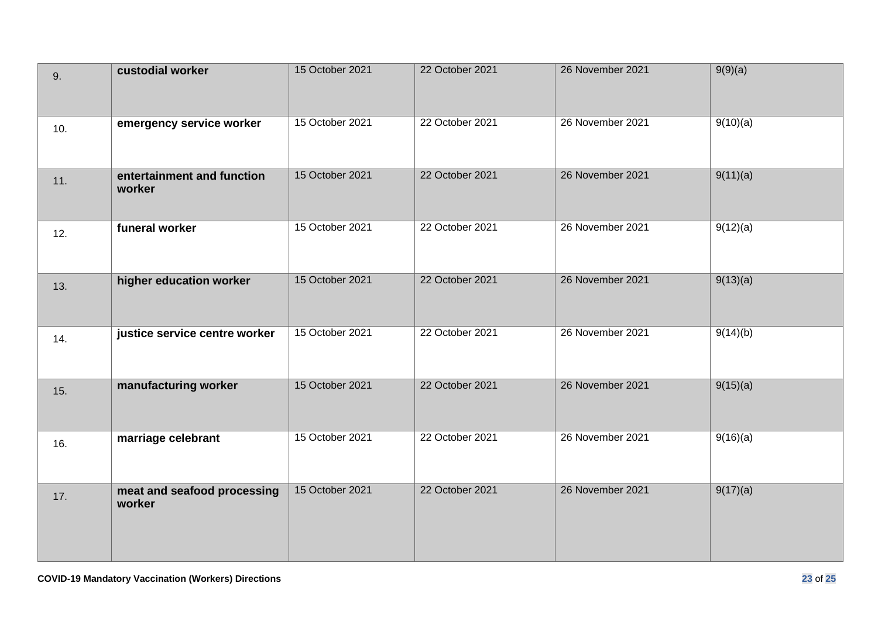| | | | | | |
|---|---|---|---|---|---|
| 9. | **custodial worker** | 15 October 2021 | 22 October 2021 | 26 November 2021 | 9(9)(a) |
| 10. | **emergency service worker** | 15 October 2021 | 22 October 2021 | 26 November 2021 | 9(10)(a) |
| 11. | **entertainment and function worker** | 15 October 2021 | 22 October 2021 | 26 November 2021 | 9(11)(a) |
| 12. | **funeral worker** | 15 October 2021 | 22 October 2021 | 26 November 2021 | 9(12)(a) |
| 13. | **higher education worker** | 15 October 2021 | 22 October 2021 | 26 November 2021 | 9(13)(a) |
| 14. | **justice service centre worker** | 15 October 2021 | 22 October 2021 | 26 November 2021 | 9(14)(b) |
| 15. | **manufacturing worker** | 15 October 2021 | 22 October 2021 | 26 November 2021 | 9(15)(a) |
| 16. | **marriage celebrant** | 15 October 2021 | 22 October 2021 | 26 November 2021 | 9(16)(a) |
| 17. | **meat and seafood processing worker** | 15 October 2021 | 22 October 2021 | 26 November 2021 | 9(17)(a) |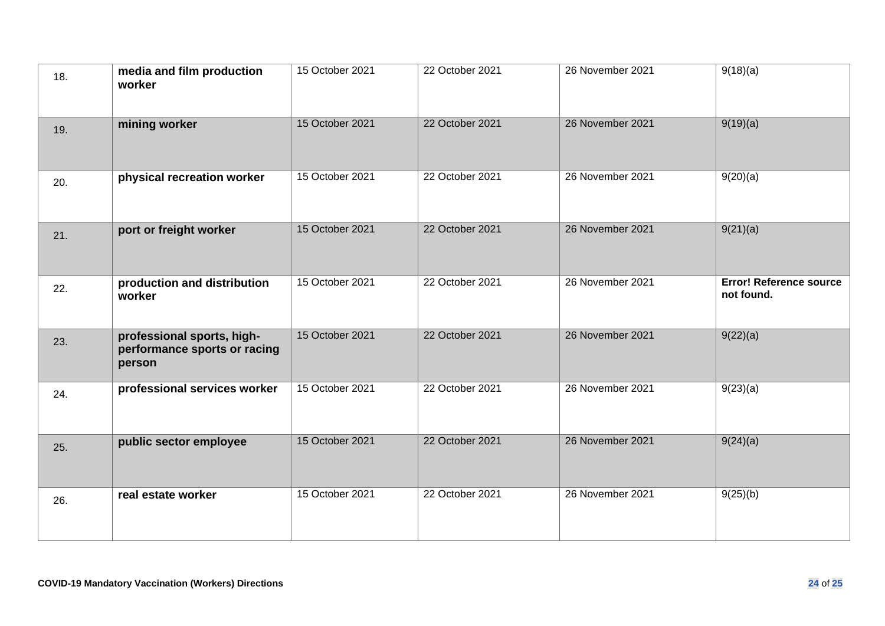| | | | | | |
|---|---|---|---|---|---|
| 18. | **media and film production worker** | 15 October 2021 | 22 October 2021 | 26 November 2021 | 9(18)(a) |
| 19. | **mining worker** | 15 October 2021 | 22 October 2021 | 26 November 2021 | 9(19)(a) |
| 20. | **physical recreation worker** | 15 October 2021 | 22 October 2021 | 26 November 2021 | 9(20)(a) |
| 21. | **port or freight worker** | 15 October 2021 | 22 October 2021 | 26 November 2021 | 9(21)(a) |
| 22. | **production and distribution worker** | 15 October 2021 | 22 October 2021 | 26 November 2021 | **Error! Reference source not found.** |
| 23. | **professional sports, high-performance sports or racing person** | 15 October 2021 | 22 October 2021 | 26 November 2021 | 9(22)(a) |
| 24. | **professional services worker** | 15 October 2021 | 22 October 2021 | 26 November 2021 | 9(23)(a) |
| 25. | **public sector employee** | 15 October 2021 | 22 October 2021 | 26 November 2021 | 9(24)(a) |
| 26. | **real estate worker** | 15 October 2021 | 22 October 2021 | 26 November 2021 | 9(25)(b) |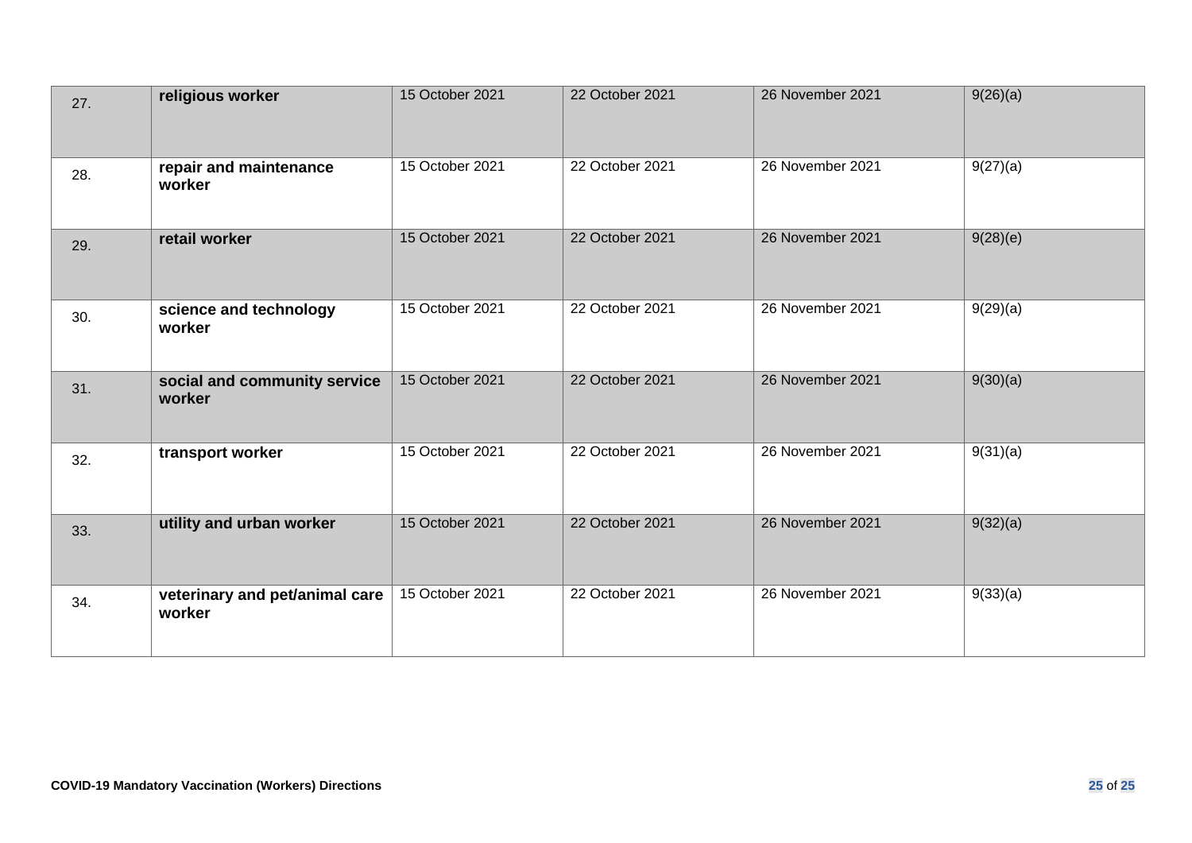| | | | | | |
|---|---|---|---|---|---|
| 27. | **religious worker** | 15 October 2021 | 22 October 2021 | 26 November 2021 | 9(26)(a) |
| 28. | **repair and maintenance worker** | 15 October 2021 | 22 October 2021 | 26 November 2021 | 9(27)(a) |
| 29. | **retail worker** | 15 October 2021 | 22 October 2021 | 26 November 2021 | 9(28)(e) |
| 30. | **science and technology worker** | 15 October 2021 | 22 October 2021 | 26 November 2021 | 9(29)(a) |
| 31. | **social and community service worker** | 15 October 2021 | 22 October 2021 | 26 November 2021 | 9(30)(a) |
| 32. | **transport worker** | 15 October 2021 | 22 October 2021 | 26 November 2021 | 9(31)(a) |
| 33. | **utility and urban worker** | 15 October 2021 | 22 October 2021 | 26 November 2021 | 9(32)(a) |
| 34. | **veterinary and pet/animal care worker** | 15 October 2021 | 22 October 2021 | 26 November 2021 | 9(33)(a) |